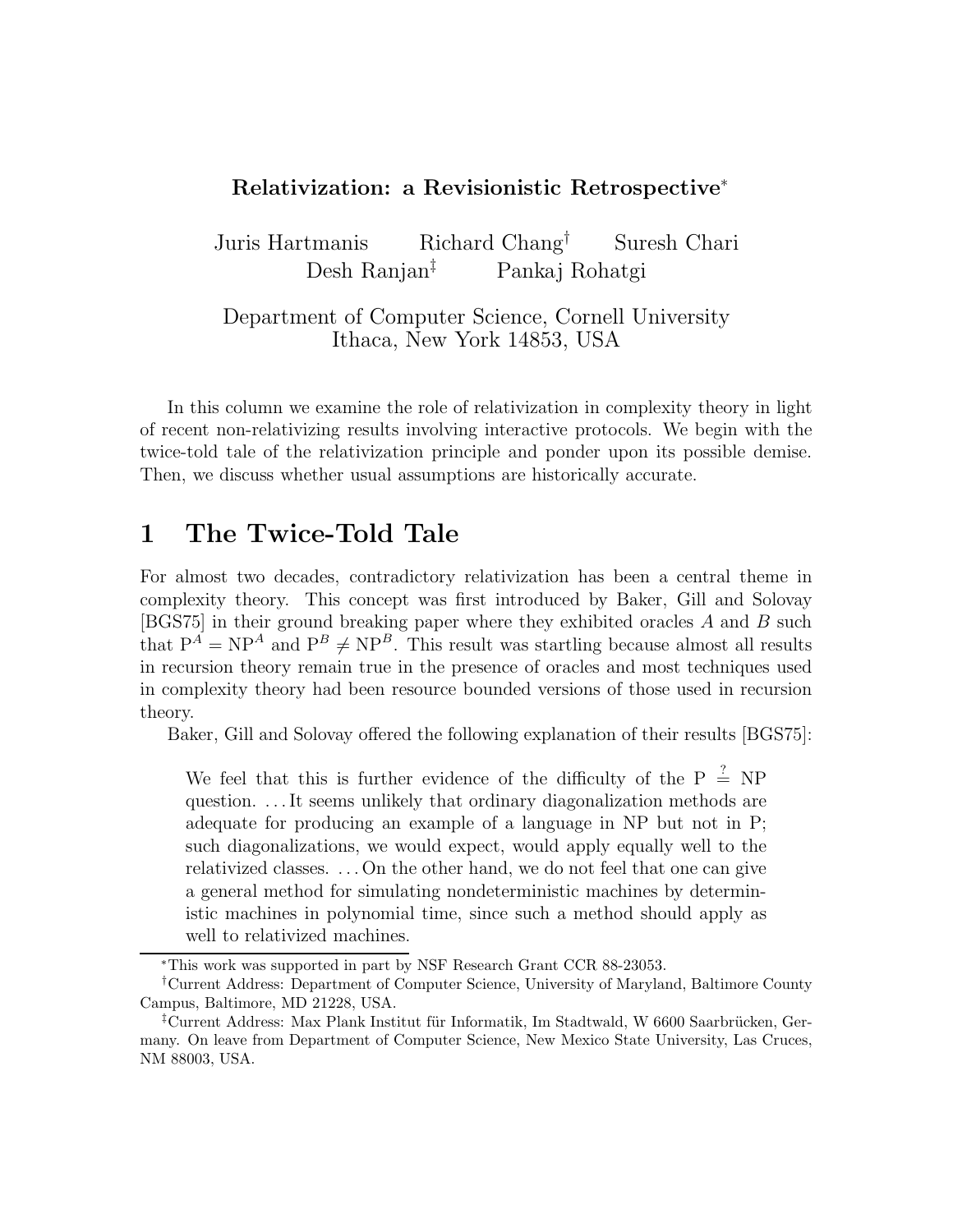# Relativization: a Revisionistic Retrospective[*]

Juris Hartmanis Richard Chang[†] Suresh Chari
Desh Ranjan[‡] Pankaj Rohatgi

Department of Computer Science, Cornell University
Ithaca, New York 14853, USA

In this column we examine the role of relativization in complexity theory in light of recent non-relativizing results involving interactive protocols. We begin with the twice-told tale of the relativization principle and ponder upon its possible demise. Then, we discuss whether usual assumptions are historically accurate.

## 1 The Twice-Told Tale

For almost two decades, contradictory relativization has been a central theme in complexity theory. This concept was first introduced by Baker, Gill and Solovay [BGS75] in their ground breaking paper where they exhibited oracles $A$ and $B$ such that $\mathrm{P}^A = \mathrm{NP}^A$ and $\mathrm{P}^B \neq \mathrm{NP}^B$. This result was startling because almost all results in recursion theory remain true in the presence of oracles and most techniques used in complexity theory had been resource bounded versions of those used in recursion theory.

Baker, Gill and Solovay offered the following explanation of their results [BGS75]:

> We feel that this is further evidence of the difficulty of the $\mathrm{P} \stackrel{?}{=} \mathrm{NP}$ question. . . . It seems unlikely that ordinary diagonalization methods are adequate for producing an example of a language in NP but not in P; such diagonalizations, we would expect, would apply equally well to the relativized classes. . . . On the other hand, we do not feel that one can give a general method for simulating nondeterministic machines by deterministic machines in polynomial time, since such a method should apply as well to relativized machines.

[*] This work was supported in part by NSF Research Grant CCR 88-23053.

[†] Current Address: Department of Computer Science, University of Maryland, Baltimore County Campus, Baltimore, MD 21228, USA.

[‡] Current Address: Max Plank Institut für Informatik, Im Stadtwald, W 6600 Saarbrücken, Germany. On leave from Department of Computer Science, New Mexico State University, Las Cruces, NM 88003, USA.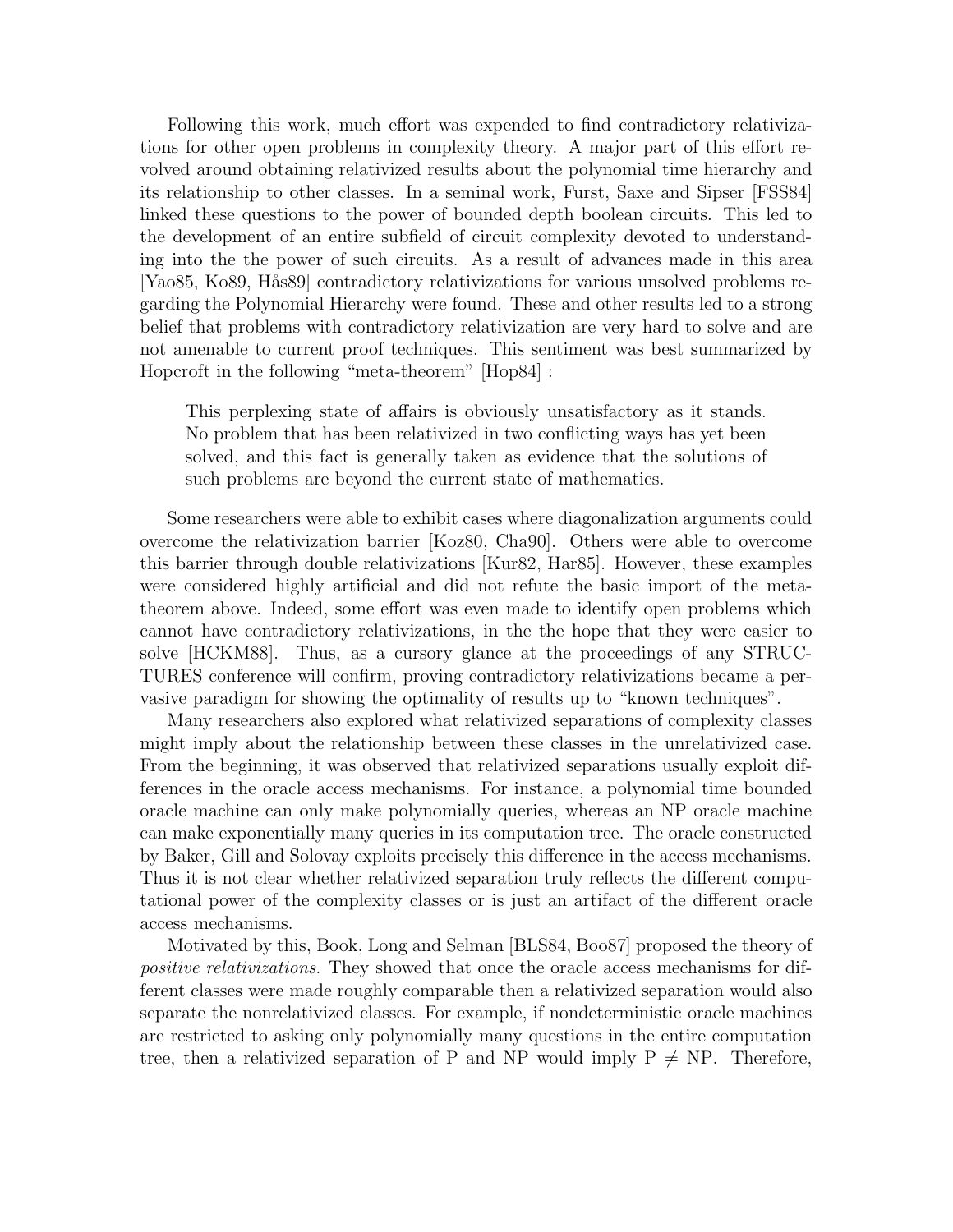Following this work, much effort was expended to find contradictory relativizations for other open problems in complexity theory. A major part of this effort revolved around obtaining relativized results about the polynomial time hierarchy and its relationship to other classes. In a seminal work, Furst, Saxe and Sipser [FSS84] linked these questions to the power of bounded depth boolean circuits. This led to the development of an entire subfield of circuit complexity devoted to understanding into the the power of such circuits. As a result of advances made in this area [Yao85, Ko89, Hås89] contradictory relativizations for various unsolved problems regarding the Polynomial Hierarchy were found. These and other results led to a strong belief that problems with contradictory relativization are very hard to solve and are not amenable to current proof techniques. This sentiment was best summarized by Hopcroft in the following "meta-theorem" [Hop84] :

> This perplexing state of affairs is obviously unsatisfactory as it stands. No problem that has been relativized in two conflicting ways has yet been solved, and this fact is generally taken as evidence that the solutions of such problems are beyond the current state of mathematics.

Some researchers were able to exhibit cases where diagonalization arguments could overcome the relativization barrier [Koz80, Cha90]. Others were able to overcome this barrier through double relativizations [Kur82, Har85]. However, these examples were considered highly artificial and did not refute the basic import of the meta-theorem above. Indeed, some effort was even made to identify open problems which cannot have contradictory relativizations, in the the hope that they were easier to solve [HCKM88]. Thus, as a cursory glance at the proceedings of any STRUCTURES conference will confirm, proving contradictory relativizations became a pervasive paradigm for showing the optimality of results up to "known techniques".

Many researchers also explored what relativized separations of complexity classes might imply about the relationship between these classes in the unrelativized case. From the beginning, it was observed that relativized separations usually exploit differences in the oracle access mechanisms. For instance, a polynomial time bounded oracle machine can only make polynomially queries, whereas an NP oracle machine can make exponentially many queries in its computation tree. The oracle constructed by Baker, Gill and Solovay exploits precisely this difference in the access mechanisms. Thus it is not clear whether relativized separation truly reflects the different computational power of the complexity classes or is just an artifact of the different oracle access mechanisms.

Motivated by this, Book, Long and Selman [BLS84, Boo87] proposed the theory of *positive relativizations*. They showed that once the oracle access mechanisms for different classes were made roughly comparable then a relativized separation would also separate the nonrelativized classes. For example, if nondeterministic oracle machines are restricted to asking only polynomially many questions in the entire computation tree, then a relativized separation of P and NP would imply P $\neq$ NP. Therefore,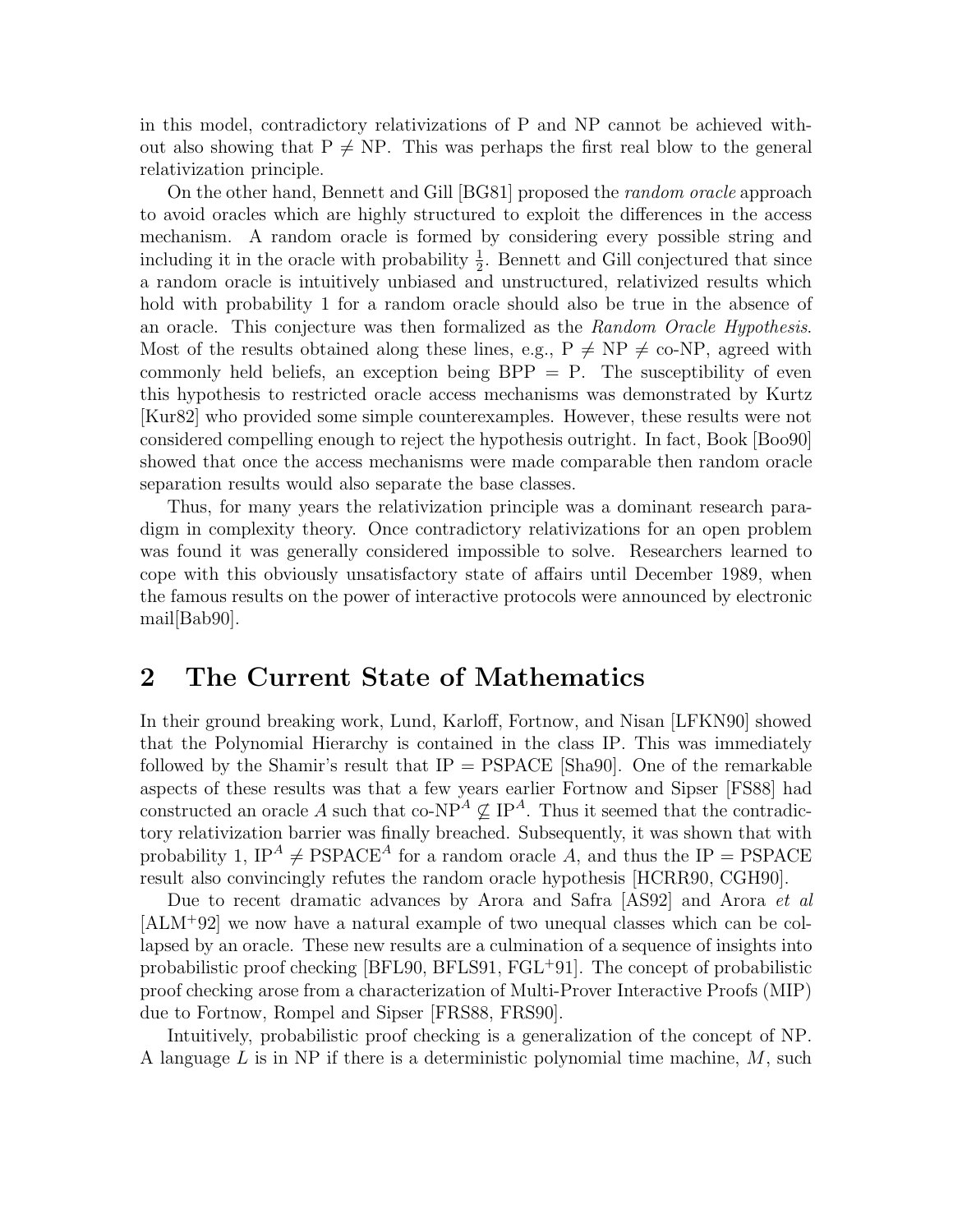in this model, contradictory relativizations of P and NP cannot be achieved without also showing that $P \neq NP$. This was perhaps the first real blow to the general relativization principle.

On the other hand, Bennett and Gill [BG81] proposed the *random oracle* approach to avoid oracles which are highly structured to exploit the differences in the access mechanism. A random oracle is formed by considering every possible string and including it in the oracle with probability $\frac{1}{2}$. Bennett and Gill conjectured that since a random oracle is intuitively unbiased and unstructured, relativized results which hold with probability 1 for a random oracle should also be true in the absence of an oracle. This conjecture was then formalized as the *Random Oracle Hypothesis*. Most of the results obtained along these lines, e.g., $P \neq NP \neq$ co-NP, agreed with commonly held beliefs, an exception being BPP = P. The susceptibility of even this hypothesis to restricted oracle access mechanisms was demonstrated by Kurtz [Kur82] who provided some simple counterexamples. However, these results were not considered compelling enough to reject the hypothesis outright. In fact, Book [Boo90] showed that once the access mechanisms were made comparable then random oracle separation results would also separate the base classes.

Thus, for many years the relativization principle was a dominant research paradigm in complexity theory. Once contradictory relativizations for an open problem was found it was generally considered impossible to solve. Researchers learned to cope with this obviously unsatisfactory state of affairs until December 1989, when the famous results on the power of interactive protocols were announced by electronic mail[Bab90].

## 2 The Current State of Mathematics

In their ground breaking work, Lund, Karloff, Fortnow, and Nisan [LFKN90] showed that the Polynomial Hierarchy is contained in the class IP. This was immediately followed by the Shamir's result that IP = PSPACE [Sha90]. One of the remarkable aspects of these results was that a few years earlier Fortnow and Sipser [FS88] had constructed an oracle $A$ such that $\text{co-NP}^A \not\subseteq \text{IP}^A$. Thus it seemed that the contradictory relativization barrier was finally breached. Subsequently, it was shown that with probability 1, $\text{IP}^A \neq \text{PSPACE}^A$ for a random oracle $A$, and thus the IP = PSPACE result also convincingly refutes the random oracle hypothesis [HCRR90, CGH90].

Due to recent dramatic advances by Arora and Safra [AS92] and Arora *et al* [ALM+92] we now have a natural example of two unequal classes which can be collapsed by an oracle. These new results are a culmination of a sequence of insights into probabilistic proof checking [BFL90, BFLS91, FGL+91]. The concept of probabilistic proof checking arose from a characterization of Multi-Prover Interactive Proofs (MIP) due to Fortnow, Rompel and Sipser [FRS88, FRS90].

Intuitively, probabilistic proof checking is a generalization of the concept of NP. A language $L$ is in NP if there is a deterministic polynomial time machine, $M$, such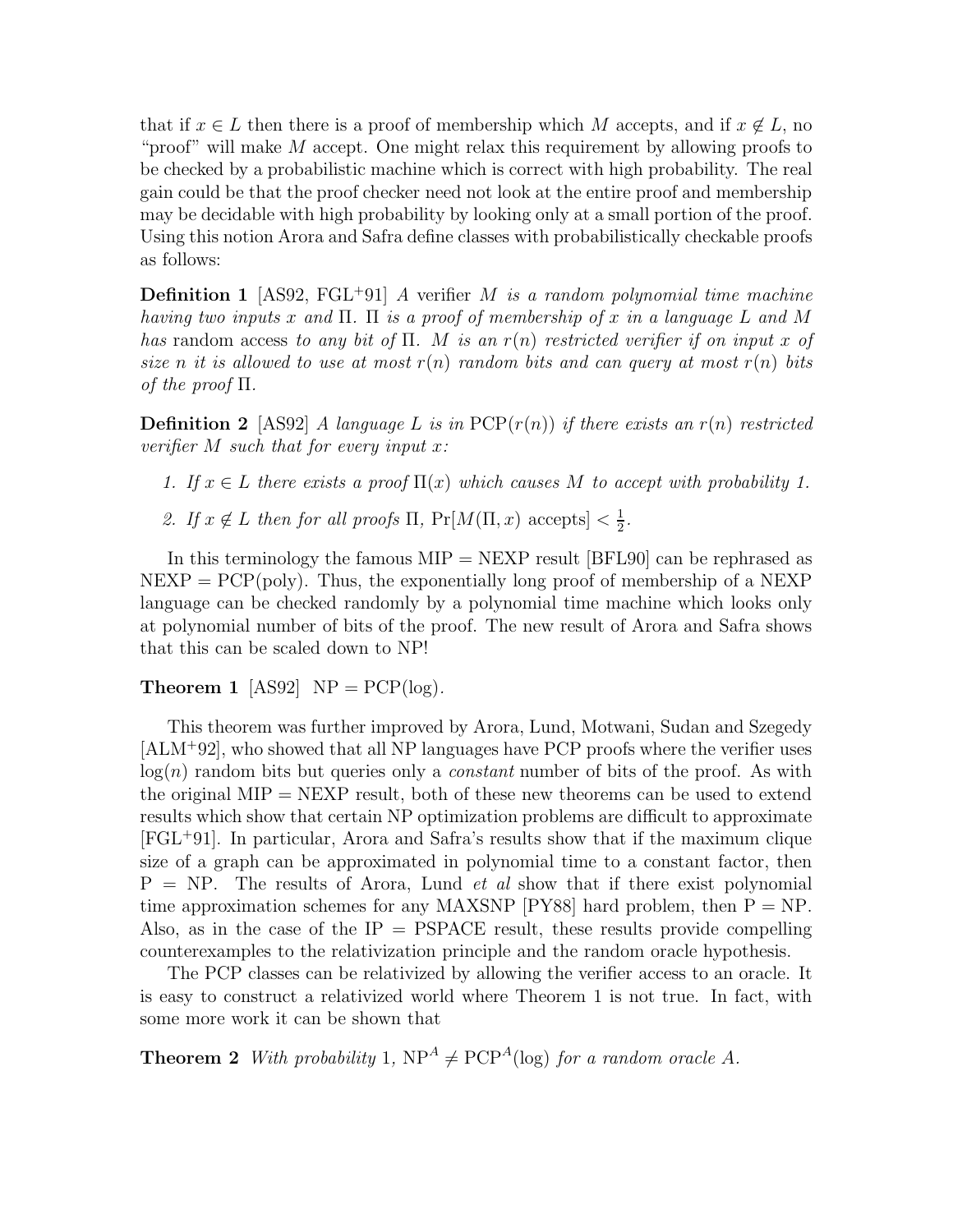that if $x \in L$ then there is a proof of membership which $M$ accepts, and if $x \notin L$, no "proof" will make $M$ accept. One might relax this requirement by allowing proofs to be checked by a probabilistic machine which is correct with high probability. The real gain could be that the proof checker need not look at the entire proof and membership may be decidable with high probability by looking only at a small portion of the proof. Using this notion Arora and Safra define classes with probabilistically checkable proofs as follows:

**Definition 1** [AS92, FGL+91] *A verifier $M$ is a random polynomial time machine having two inputs $x$ and $\Pi$. $\Pi$ is a proof of membership of $x$ in a language $L$ and $M$ has* random access *to any bit of $\Pi$. $M$ is an $r(n)$ restricted verifier if on input $x$ of size $n$ it is allowed to use at most $r(n)$ random bits and can query at most $r(n)$ bits of the proof $\Pi$.*

**Definition 2** [AS92] *A language $L$ is in $\mathrm{PCP}(r(n))$ if there exists an $r(n)$ restricted verifier $M$ such that for every input $x$:*

1. *If $x \in L$ there exists a proof $\Pi(x)$ which causes $M$ to accept with probability 1.*
2. *If $x \notin L$ then for all proofs $\Pi$, $\Pr[M(\Pi, x) \text{ accepts}] < \frac{1}{2}$.*

In this terminology the famous MIP = NEXP result [BFL90] can be rephrased as NEXP = PCP(poly). Thus, the exponentially long proof of membership of a NEXP language can be checked randomly by a polynomial time machine which looks only at polynomial number of bits of the proof. The new result of Arora and Safra shows that this can be scaled down to NP!

**Theorem 1** [AS92] NP = PCP(log).

This theorem was further improved by Arora, Lund, Motwani, Sudan and Szegedy [ALM+92], who showed that all NP languages have PCP proofs where the verifier uses $\log(n)$ random bits but queries only a *constant* number of bits of the proof. As with the original MIP = NEXP result, both of these new theorems can be used to extend results which show that certain NP optimization problems are difficult to approximate [FGL+91]. In particular, Arora and Safra's results show that if the maximum clique size of a graph can be approximated in polynomial time to a constant factor, then P = NP. The results of Arora, Lund *et al* show that if there exist polynomial time approximation schemes for any MAXSNP [PY88] hard problem, then P = NP. Also, as in the case of the IP = PSPACE result, these results provide compelling counterexamples to the relativization principle and the random oracle hypothesis.

The PCP classes can be relativized by allowing the verifier access to an oracle. It is easy to construct a relativized world where Theorem 1 is not true. In fact, with some more work it can be shown that

**Theorem 2** *With probability* 1, $\mathrm{NP}^A \neq \mathrm{PCP}^A(\log)$ *for a random oracle $A$.*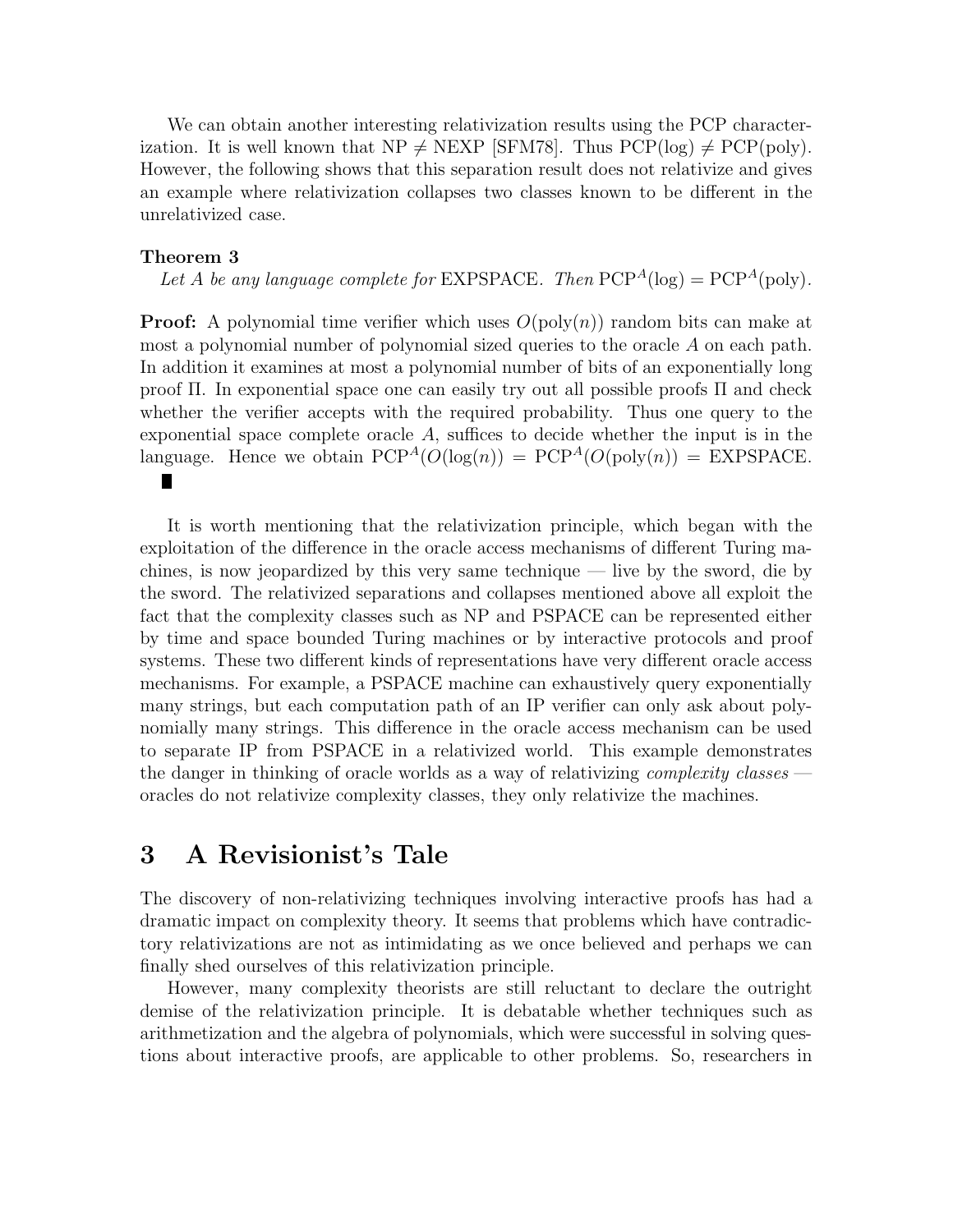We can obtain another interesting relativization results using the PCP characterization. It is well known that NP $\neq$ NEXP [SFM78]. Thus PCP(log) $\neq$ PCP(poly). However, the following shows that this separation result does not relativize and gives an example where relativization collapses two classes known to be different in the unrelativized case.

**Theorem 3**
*Let $A$ be any language complete for* EXPSPACE*. Then* $\mathrm{PCP}^A(\log) = \mathrm{PCP}^A(\mathrm{poly})$.

**Proof:** A polynomial time verifier which uses $O(\mathrm{poly}(n))$ random bits can make at most a polynomial number of polynomial sized queries to the oracle $A$ on each path. In addition it examines at most a polynomial number of bits of an exponentially long proof $\Pi$. In exponential space one can easily try out all possible proofs $\Pi$ and check whether the verifier accepts with the required probability. Thus one query to the exponential space complete oracle $A$, suffices to decide whether the input is in the language. Hence we obtain $\mathrm{PCP}^A(O(\log(n)) = \mathrm{PCP}^A(O(\mathrm{poly}(n)) = \mathrm{EXPSPACE}$. ∎

It is worth mentioning that the relativization principle, which began with the exploitation of the difference in the oracle access mechanisms of different Turing machines, is now jeopardized by this very same technique — live by the sword, die by the sword. The relativized separations and collapses mentioned above all exploit the fact that the complexity classes such as NP and PSPACE can be represented either by time and space bounded Turing machines or by interactive protocols and proof systems. These two different kinds of representations have very different oracle access mechanisms. For example, a PSPACE machine can exhaustively query exponentially many strings, but each computation path of an IP verifier can only ask about polynomially many strings. This difference in the oracle access mechanism can be used to separate IP from PSPACE in a relativized world. This example demonstrates the danger in thinking of oracle worlds as a way of relativizing *complexity classes* — oracles do not relativize complexity classes, they only relativize the machines.

# 3 A Revisionist's Tale

The discovery of non-relativizing techniques involving interactive proofs has had a dramatic impact on complexity theory. It seems that problems which have contradictory relativizations are not as intimidating as we once believed and perhaps we can finally shed ourselves of this relativization principle.

However, many complexity theorists are still reluctant to declare the outright demise of the relativization principle. It is debatable whether techniques such as arithmetization and the algebra of polynomials, which were successful in solving questions about interactive proofs, are applicable to other problems. So, researchers in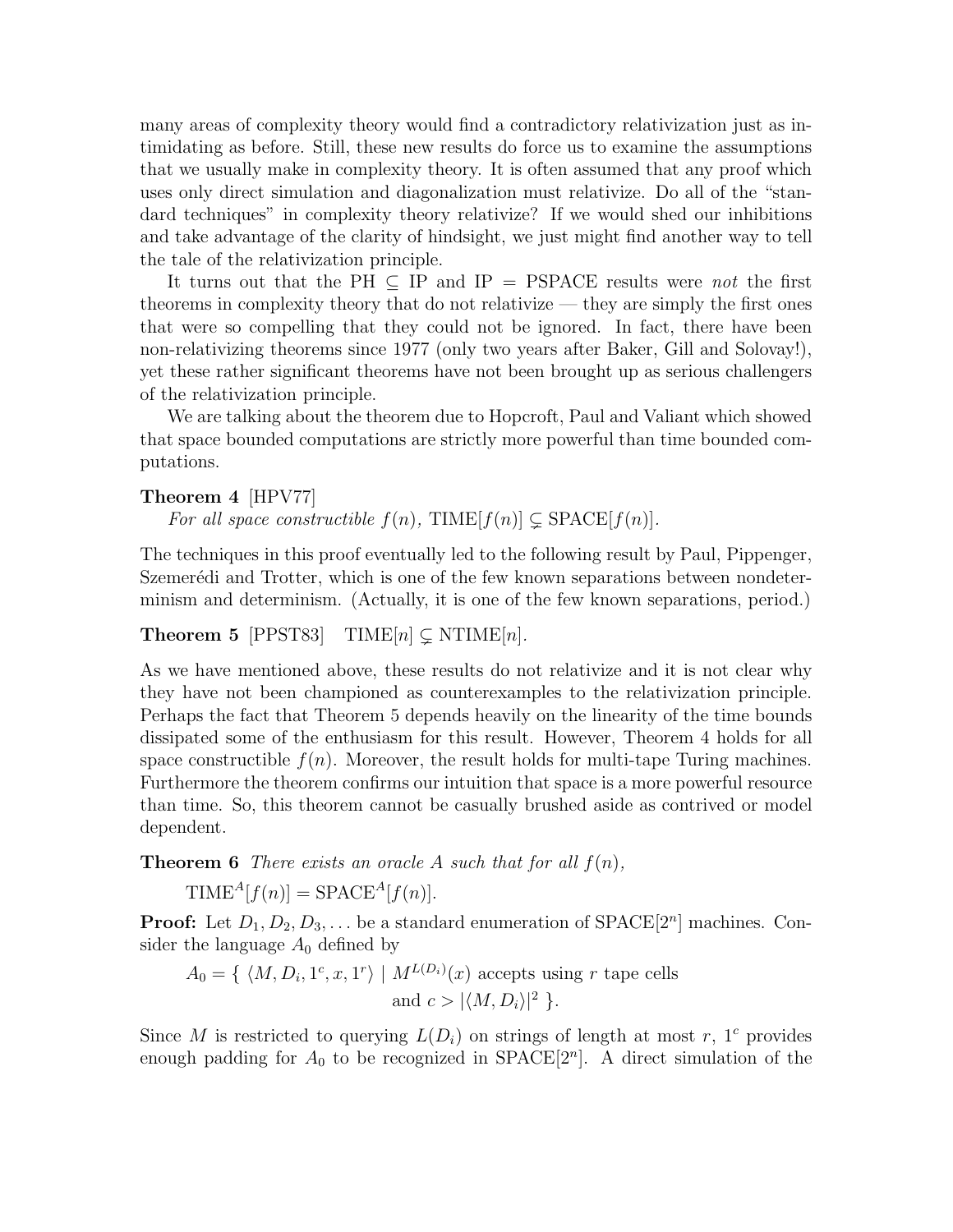many areas of complexity theory would find a contradictory relativization just as intimidating as before. Still, these new results do force us to examine the assumptions that we usually make in complexity theory. It is often assumed that any proof which uses only direct simulation and diagonalization must relativize. Do all of the "standard techniques" in complexity theory relativize? If we would shed our inhibitions and take advantage of the clarity of hindsight, we just might find another way to tell the tale of the relativization principle.

It turns out that the PH $\subseteq$ IP and IP = PSPACE results were *not* the first theorems in complexity theory that do not relativize — they are simply the first ones that were so compelling that they could not be ignored. In fact, there have been non-relativizing theorems since 1977 (only two years after Baker, Gill and Solovay!), yet these rather significant theorems have not been brought up as serious challengers of the relativization principle.

We are talking about the theorem due to Hopcroft, Paul and Valiant which showed that space bounded computations are strictly more powerful than time bounded computations.

**Theorem 4** [HPV77]
*For all space constructible $f(n)$, $\mathrm{TIME}[f(n)] \subsetneq \mathrm{SPACE}[f(n)]$.*

The techniques in this proof eventually led to the following result by Paul, Pippenger, Szemerédi and Trotter, which is one of the few known separations between nondeterminism and determinism. (Actually, it is one of the few known separations, period.)

**Theorem 5** [PPST83] $\mathrm{TIME}[n] \subsetneq \mathrm{NTIME}[n]$.

As we have mentioned above, these results do not relativize and it is not clear why they have not been championed as counterexamples to the relativization principle. Perhaps the fact that Theorem 5 depends heavily on the linearity of the time bounds dissipated some of the enthusiasm for this result. However, Theorem 4 holds for all space constructible $f(n)$. Moreover, the result holds for multi-tape Turing machines. Furthermore the theorem confirms our intuition that space is a more powerful resource than time. So, this theorem cannot be casually brushed aside as contrived or model dependent.

**Theorem 6** *There exists an oracle $A$ such that for all $f(n)$,*

$$\mathrm{TIME}^A[f(n)] = \mathrm{SPACE}^A[f(n)].$$

**Proof:** Let $D_1, D_2, D_3, \ldots$ be a standard enumeration of $\mathrm{SPACE}[2^n]$ machines. Consider the language $A_0$ defined by

$$A_0 = \{ \langle M, D_i, 1^c, x, 1^r \rangle \mid M^{L(D_i)}(x) \text{ accepts using } r \text{ tape cells and } c > |\langle M, D_i \rangle|^2 \}.$$

Since $M$ is restricted to querying $L(D_i)$ on strings of length at most $r$, $1^c$ provides enough padding for $A_0$ to be recognized in $\mathrm{SPACE}[2^n]$. A direct simulation of the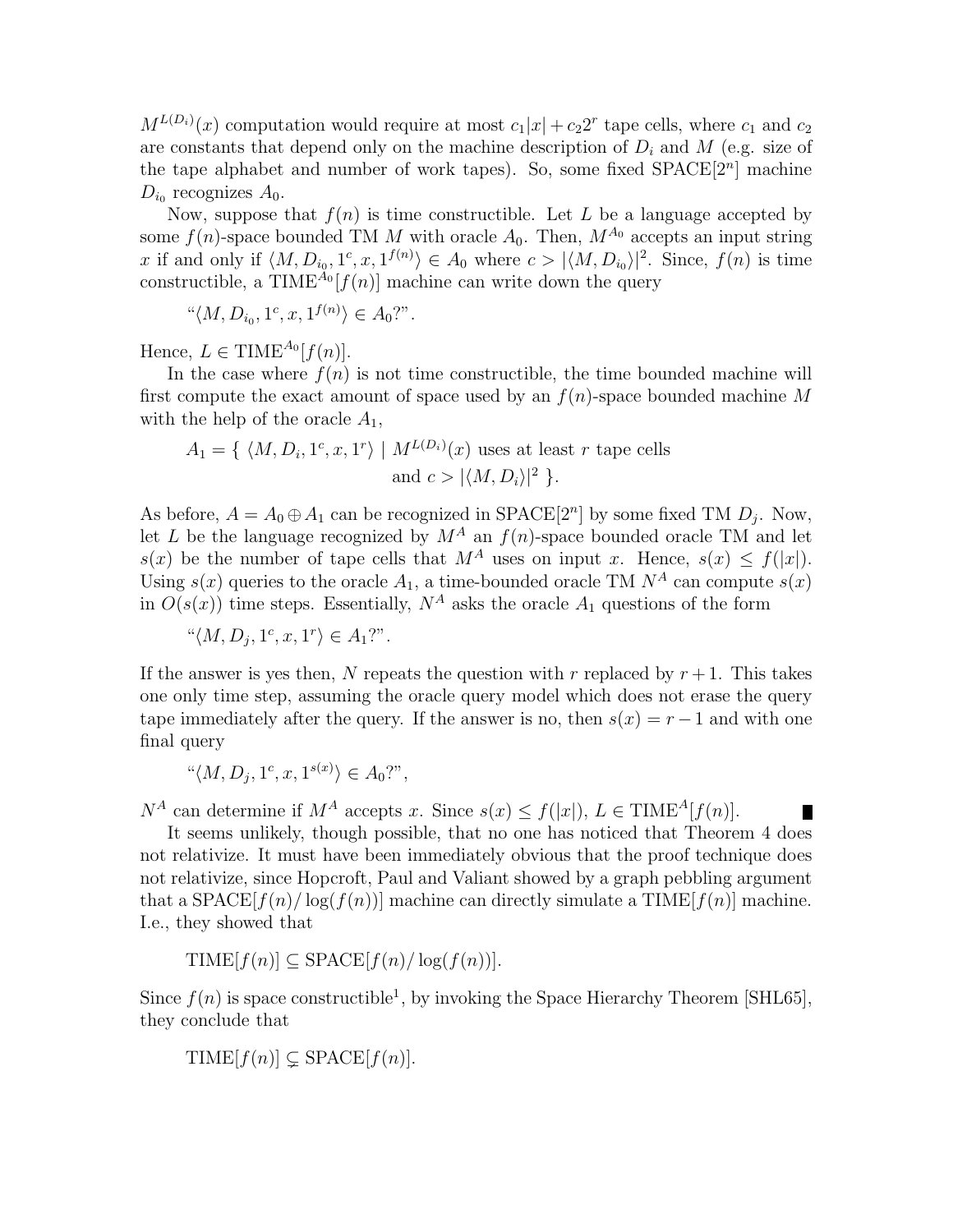$M^{L(D_i)}(x)$ computation would require at most $c_1|x| + c_2 2^r$ tape cells, where $c_1$ and $c_2$ are constants that depend only on the machine description of $D_i$ and $M$ (e.g. size of the tape alphabet and number of work tapes). So, some fixed SPACE$[2^n]$ machine $D_{i_0}$ recognizes $A_0$.

Now, suppose that $f(n)$ is time constructible. Let $L$ be a language accepted by some $f(n)$-space bounded TM $M$ with oracle $A_0$. Then, $M^{A_0}$ accepts an input string $x$ if and only if $\langle M, D_{i_0}, 1^c, x, 1^{f(n)} \rangle \in A_0$ where $c > |\langle M, D_{i_0} \rangle|^2$. Since, $f(n)$ is time constructible, a TIME$^{A_0}[f(n)]$ machine can write down the query

"$\langle M, D_{i_0}, 1^c, x, 1^{f(n)} \rangle \in A_0$?".

Hence, $L \in \text{TIME}^{A_0}[f(n)]$.

In the case where $f(n)$ is not time constructible, the time bounded machine will first compute the exact amount of space used by an $f(n)$-space bounded machine $M$ with the help of the oracle $A_1$,

$$A_1 = \{ \langle M, D_i, 1^c, x, 1^r \rangle \mid M^{L(D_i)}(x) \text{ uses at least } r \text{ tape cells and } c > |\langle M, D_i \rangle|^2 \}.$$

As before, $A = A_0 \oplus A_1$ can be recognized in SPACE$[2^n]$ by some fixed TM $D_j$. Now, let $L$ be the language recognized by $M^A$ an $f(n)$-space bounded oracle TM and let $s(x)$ be the number of tape cells that $M^A$ uses on input $x$. Hence, $s(x) \leq f(|x|)$. Using $s(x)$ queries to the oracle $A_1$, a time-bounded oracle TM $N^A$ can compute $s(x)$ in $O(s(x))$ time steps. Essentially, $N^A$ asks the oracle $A_1$ questions of the form

"$\langle M, D_j, 1^c, x, 1^r \rangle \in A_1$?".

If the answer is yes then, $N$ repeats the question with $r$ replaced by $r + 1$. This takes one only time step, assuming the oracle query model which does not erase the query tape immediately after the query. If the answer is no, then $s(x) = r - 1$ and with one final query

"$\langle M, D_j, 1^c, x, 1^{s(x)} \rangle \in A_0$?",

$N^A$ can determine if $M^A$ accepts $x$. Since $s(x) \leq f(|x|)$, $L \in \text{TIME}^A[f(n)]$. ∎

It seems unlikely, though possible, that no one has noticed that Theorem 4 does not relativize. It must have been immediately obvious that the proof technique does not relativize, since Hopcroft, Paul and Valiant showed by a graph pebbling argument that a SPACE$[f(n)/\log(f(n))]$ machine can directly simulate a TIME$[f(n)]$ machine. I.e., they showed that

$$\text{TIME}[f(n)] \subseteq \text{SPACE}[f(n)/\log(f(n))].$$

Since $f(n)$ is space constructible[1], by invoking the Space Hierarchy Theorem [SHL65], they conclude that

$$\text{TIME}[f(n)] \subsetneq \text{SPACE}[f(n)].$$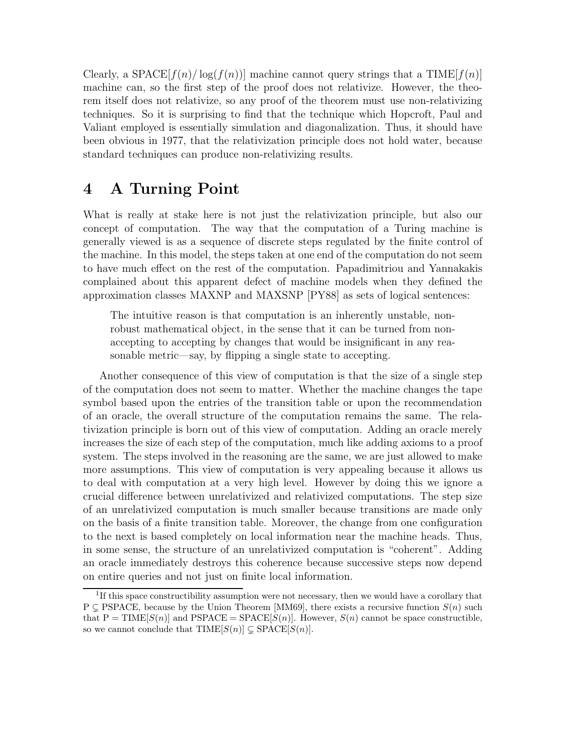Clearly, a SPACE$[f(n)/\log(f(n))]$ machine cannot query strings that a TIME$[f(n)]$ machine can, so the first step of the proof does not relativize. However, the theorem itself does not relativize, so any proof of the theorem must use non-relativizing techniques. So it is surprising to find that the technique which Hopcroft, Paul and Valiant employed is essentially simulation and diagonalization. Thus, it should have been obvious in 1977, that the relativization principle does not hold water, because standard techniques can produce non-relativizing results.

# 4 A Turning Point

What is really at stake here is not just the relativization principle, but also our concept of computation. The way that the computation of a Turing machine is generally viewed is as a sequence of discrete steps regulated by the finite control of the machine. In this model, the steps taken at one end of the computation do not seem to have much effect on the rest of the computation. Papadimitriou and Yannakakis complained about this apparent defect of machine models when they defined the approximation classes MAXNP and MAXSNP [PY88] as sets of logical sentences:

> The intuitive reason is that computation is an inherently unstable, non-robust mathematical object, in the sense that it can be turned from non-accepting to accepting by changes that would be insignificant in any reasonable metric—say, by flipping a single state to accepting.

Another consequence of this view of computation is that the size of a single step of the computation does not seem to matter. Whether the machine changes the tape symbol based upon the entries of the transition table or upon the recommendation of an oracle, the overall structure of the computation remains the same. The relativization principle is born out of this view of computation. Adding an oracle merely increases the size of each step of the computation, much like adding axioms to a proof system. The steps involved in the reasoning are the same, we are just allowed to make more assumptions. This view of computation is very appealing because it allows us to deal with computation at a very high level. However by doing this we ignore a crucial difference between unrelativized and relativized computations. The step size of an unrelativized computation is much smaller because transitions are made only on the basis of a finite transition table. Moreover, the change from one configuration to the next is based completely on local information near the machine heads. Thus, in some sense, the structure of an unrelativized computation is "coherent". Adding an oracle immediately destroys this coherence because successive steps now depend on entire queries and not just on finite local information.

[1] If this space constructibility assumption were not necessary, then we would have a corollary that $\mathrm{P} \subsetneq \mathrm{PSPACE}$, because by the Union Theorem [MM69], there exists a recursive function $S(n)$ such that $\mathrm{P} = \mathrm{TIME}[S(n)]$ and $\mathrm{PSPACE} = \mathrm{SPACE}[S(n)]$. However, $S(n)$ cannot be space constructible, so we cannot conclude that $\mathrm{TIME}[S(n)] \subsetneq \mathrm{SPACE}[S(n)]$.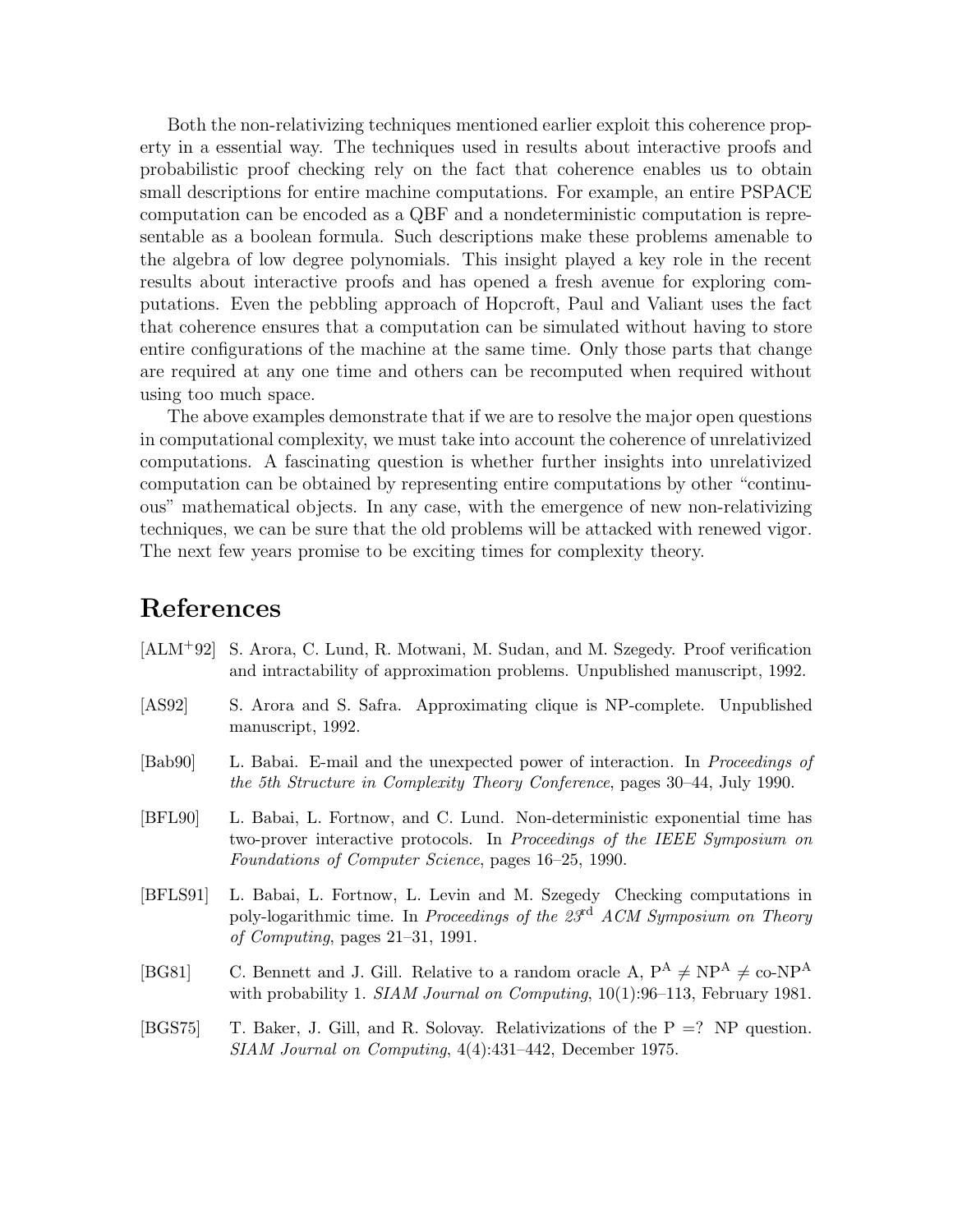Both the non-relativizing techniques mentioned earlier exploit this coherence property in a essential way. The techniques used in results about interactive proofs and probabilistic proof checking rely on the fact that coherence enables us to obtain small descriptions for entire machine computations. For example, an entire PSPACE computation can be encoded as a QBF and a nondeterministic computation is representable as a boolean formula. Such descriptions make these problems amenable to the algebra of low degree polynomials. This insight played a key role in the recent results about interactive proofs and has opened a fresh avenue for exploring computations. Even the pebbling approach of Hopcroft, Paul and Valiant uses the fact that coherence ensures that a computation can be simulated without having to store entire configurations of the machine at the same time. Only those parts that change are required at any one time and others can be recomputed when required without using too much space.

The above examples demonstrate that if we are to resolve the major open questions in computational complexity, we must take into account the coherence of unrelativized computations. A fascinating question is whether further insights into unrelativized computation can be obtained by representing entire computations by other "continuous" mathematical objects. In any case, with the emergence of new non-relativizing techniques, we can be sure that the old problems will be attacked with renewed vigor. The next few years promise to be exciting times for complexity theory.

# References

[ALM+92] S. Arora, C. Lund, R. Motwani, M. Sudan, and M. Szegedy. Proof verification and intractability of approximation problems. Unpublished manuscript, 1992.

[AS92] S. Arora and S. Safra. Approximating clique is NP-complete. Unpublished manuscript, 1992.

[Bab90] L. Babai. E-mail and the unexpected power of interaction. In *Proceedings of the 5th Structure in Complexity Theory Conference*, pages 30–44, July 1990.

[BFL90] L. Babai, L. Fortnow, and C. Lund. Non-deterministic exponential time has two-prover interactive protocols. In *Proceedings of the IEEE Symposium on Foundations of Computer Science*, pages 16–25, 1990.

[BFLS91] L. Babai, L. Fortnow, L. Levin and M. Szegedy Checking computations in poly-logarithmic time. In *Proceedings of the 23rd ACM Symposium on Theory of Computing*, pages 21–31, 1991.

[BG81] C. Bennett and J. Gill. Relative to a random oracle A, $P^A \neq NP^A \neq \text{co-}NP^A$ with probability 1. *SIAM Journal on Computing*, 10(1):96–113, February 1981.

[BGS75] T. Baker, J. Gill, and R. Solovay. Relativizations of the P =? NP question. *SIAM Journal on Computing*, 4(4):431–442, December 1975.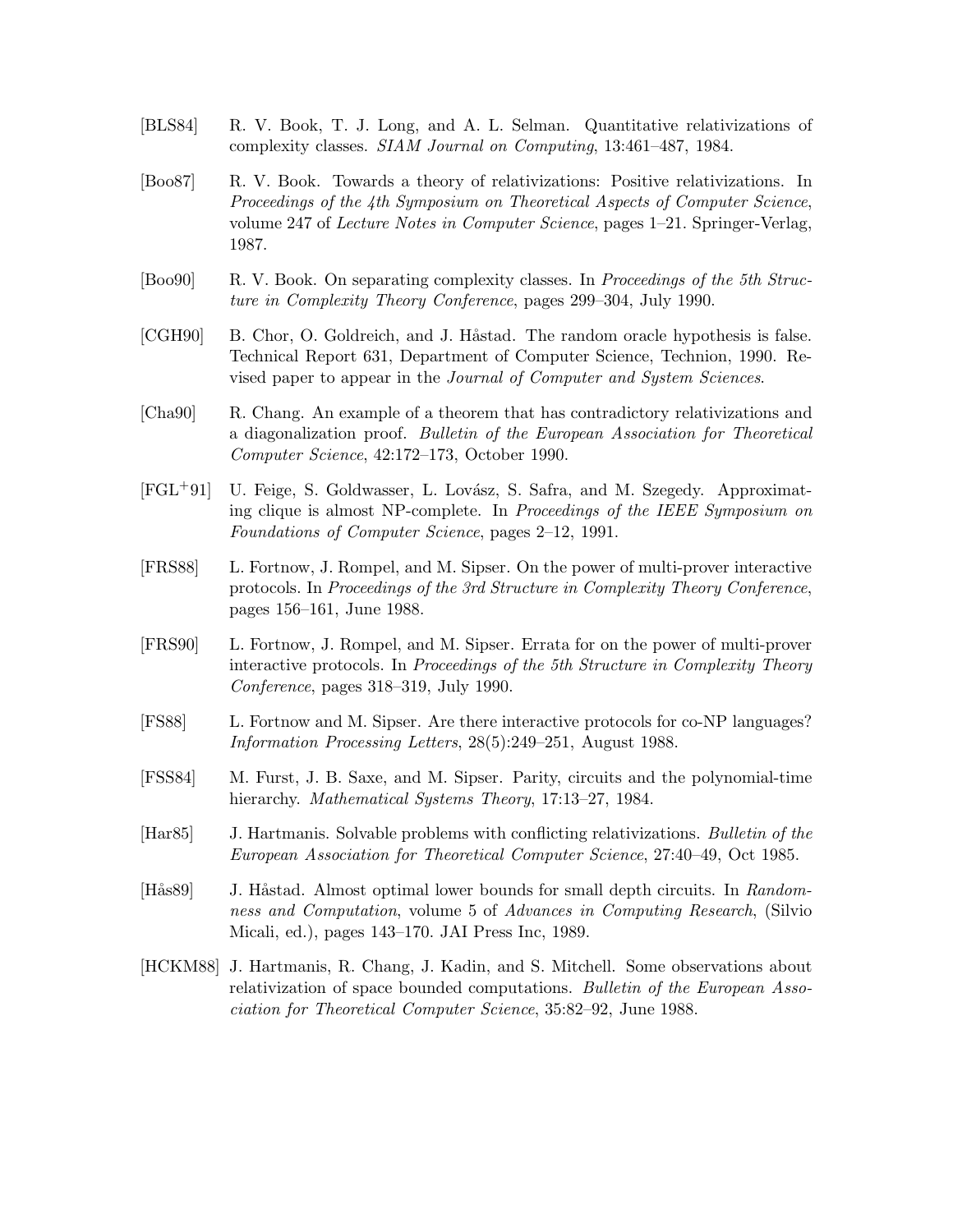[BLS84] R. V. Book, T. J. Long, and A. L. Selman. Quantitative relativizations of complexity classes. *SIAM Journal on Computing*, 13:461–487, 1984.

[Boo87] R. V. Book. Towards a theory of relativizations: Positive relativizations. In *Proceedings of the 4th Symposium on Theoretical Aspects of Computer Science*, volume 247 of *Lecture Notes in Computer Science*, pages 1–21. Springer-Verlag, 1987.

[Boo90] R. V. Book. On separating complexity classes. In *Proceedings of the 5th Structure in Complexity Theory Conference*, pages 299–304, July 1990.

[CGH90] B. Chor, O. Goldreich, and J. Håstad. The random oracle hypothesis is false. Technical Report 631, Department of Computer Science, Technion, 1990. Revised paper to appear in the *Journal of Computer and System Sciences*.

[Cha90] R. Chang. An example of a theorem that has contradictory relativizations and a diagonalization proof. *Bulletin of the European Association for Theoretical Computer Science*, 42:172–173, October 1990.

[FGL+91] U. Feige, S. Goldwasser, L. Lovász, S. Safra, and M. Szegedy. Approximating clique is almost NP-complete. In *Proceedings of the IEEE Symposium on Foundations of Computer Science*, pages 2–12, 1991.

[FRS88] L. Fortnow, J. Rompel, and M. Sipser. On the power of multi-prover interactive protocols. In *Proceedings of the 3rd Structure in Complexity Theory Conference*, pages 156–161, June 1988.

[FRS90] L. Fortnow, J. Rompel, and M. Sipser. Errata for on the power of multi-prover interactive protocols. In *Proceedings of the 5th Structure in Complexity Theory Conference*, pages 318–319, July 1990.

[FS88] L. Fortnow and M. Sipser. Are there interactive protocols for co-NP languages? *Information Processing Letters*, 28(5):249–251, August 1988.

[FSS84] M. Furst, J. B. Saxe, and M. Sipser. Parity, circuits and the polynomial-time hierarchy. *Mathematical Systems Theory*, 17:13–27, 1984.

[Har85] J. Hartmanis. Solvable problems with conflicting relativizations. *Bulletin of the European Association for Theoretical Computer Science*, 27:40–49, Oct 1985.

[Hås89] J. Håstad. Almost optimal lower bounds for small depth circuits. In *Randomness and Computation*, volume 5 of *Advances in Computing Research*, (Silvio Micali, ed.), pages 143–170. JAI Press Inc, 1989.

[HCKM88] J. Hartmanis, R. Chang, J. Kadin, and S. Mitchell. Some observations about relativization of space bounded computations. *Bulletin of the European Association for Theoretical Computer Science*, 35:82–92, June 1988.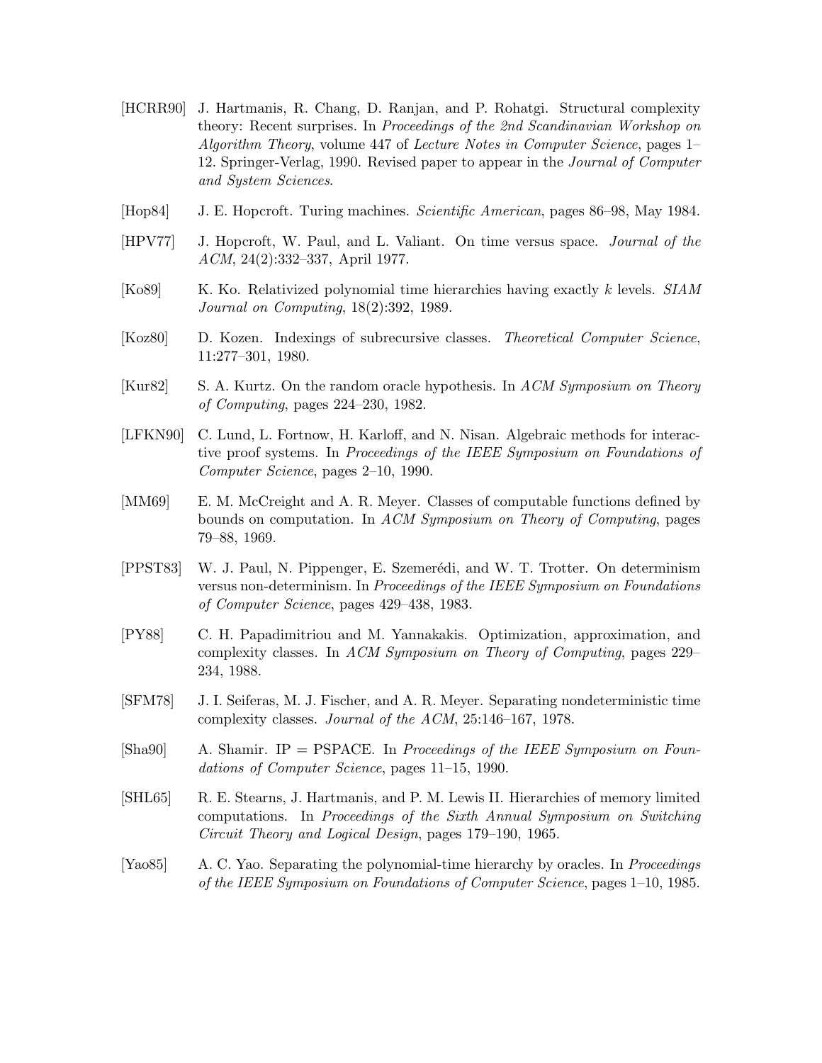[HCRR90] J. Hartmanis, R. Chang, D. Ranjan, and P. Rohatgi. Structural complexity theory: Recent surprises. In *Proceedings of the 2nd Scandinavian Workshop on Algorithm Theory*, volume 447 of *Lecture Notes in Computer Science*, pages 1–12. Springer-Verlag, 1990. Revised paper to appear in the *Journal of Computer and System Sciences*.

[Hop84] J. E. Hopcroft. Turing machines. *Scientific American*, pages 86–98, May 1984.

[HPV77] J. Hopcroft, W. Paul, and L. Valiant. On time versus space. *Journal of the ACM*, 24(2):332–337, April 1977.

[Ko89] K. Ko. Relativized polynomial time hierarchies having exactly $k$ levels. *SIAM Journal on Computing*, 18(2):392, 1989.

[Koz80] D. Kozen. Indexings of subrecursive classes. *Theoretical Computer Science*, 11:277–301, 1980.

[Kur82] S. A. Kurtz. On the random oracle hypothesis. In *ACM Symposium on Theory of Computing*, pages 224–230, 1982.

[LFKN90] C. Lund, L. Fortnow, H. Karloff, and N. Nisan. Algebraic methods for interactive proof systems. In *Proceedings of the IEEE Symposium on Foundations of Computer Science*, pages 2–10, 1990.

[MM69] E. M. McCreight and A. R. Meyer. Classes of computable functions defined by bounds on computation. In *ACM Symposium on Theory of Computing*, pages 79–88, 1969.

[PPST83] W. J. Paul, N. Pippenger, E. Szemerédi, and W. T. Trotter. On determinism versus non-determinism. In *Proceedings of the IEEE Symposium on Foundations of Computer Science*, pages 429–438, 1983.

[PY88] C. H. Papadimitriou and M. Yannakakis. Optimization, approximation, and complexity classes. In *ACM Symposium on Theory of Computing*, pages 229–234, 1988.

[SFM78] J. I. Seiferas, M. J. Fischer, and A. R. Meyer. Separating nondeterministic time complexity classes. *Journal of the ACM*, 25:146–167, 1978.

[Sha90] A. Shamir. IP = PSPACE. In *Proceedings of the IEEE Symposium on Foundations of Computer Science*, pages 11–15, 1990.

[SHL65] R. E. Stearns, J. Hartmanis, and P. M. Lewis II. Hierarchies of memory limited computations. In *Proceedings of the Sixth Annual Symposium on Switching Circuit Theory and Logical Design*, pages 179–190, 1965.

[Yao85] A. C. Yao. Separating the polynomial-time hierarchy by oracles. In *Proceedings of the IEEE Symposium on Foundations of Computer Science*, pages 1–10, 1985.